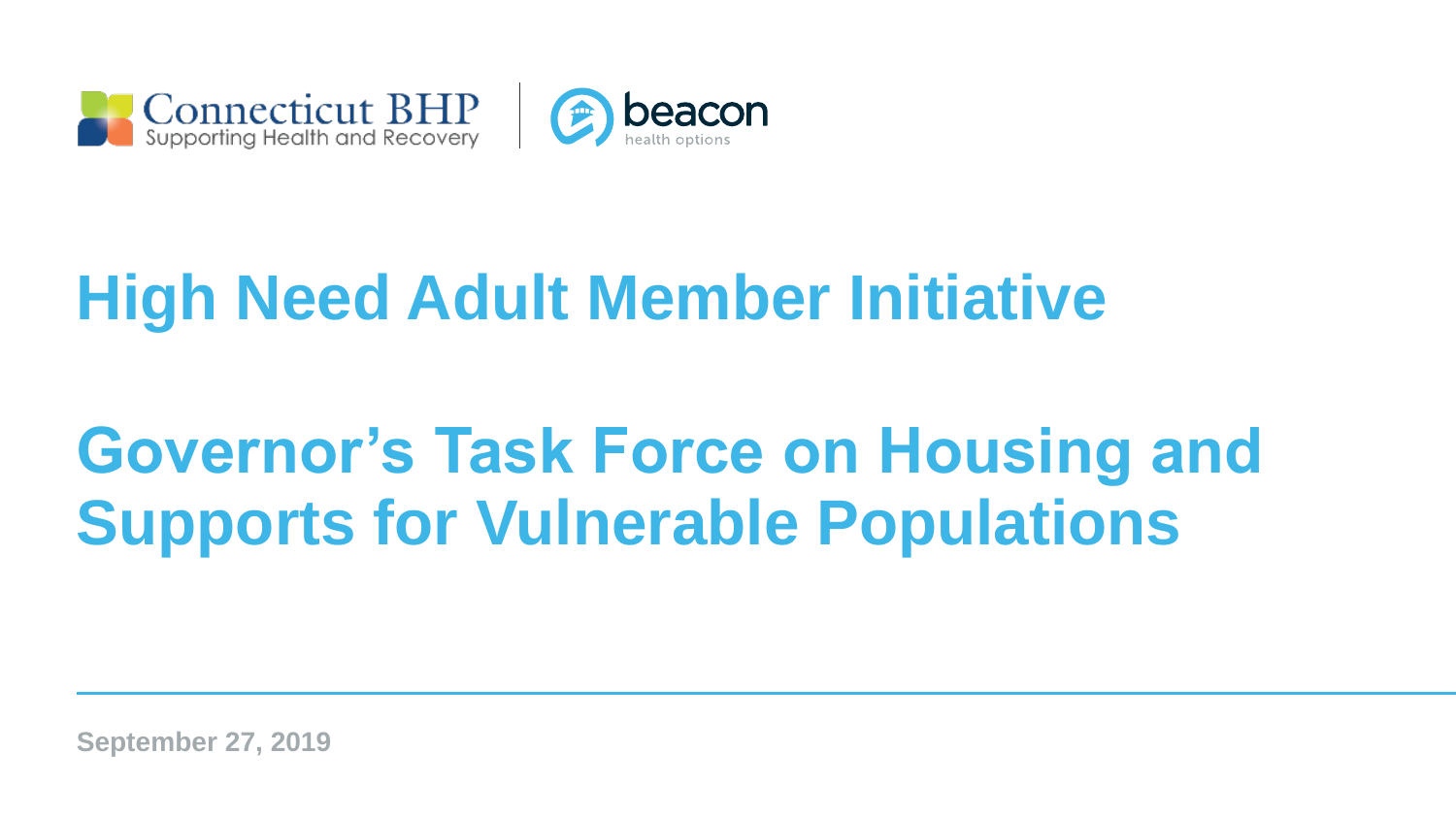Connecticut BHP
Supporting Health and Recovery

beacon
health options

# High Need Adult Member Initiative

# Governor's Task Force on Housing and Supports for Vulnerable Populations

September 27, 2019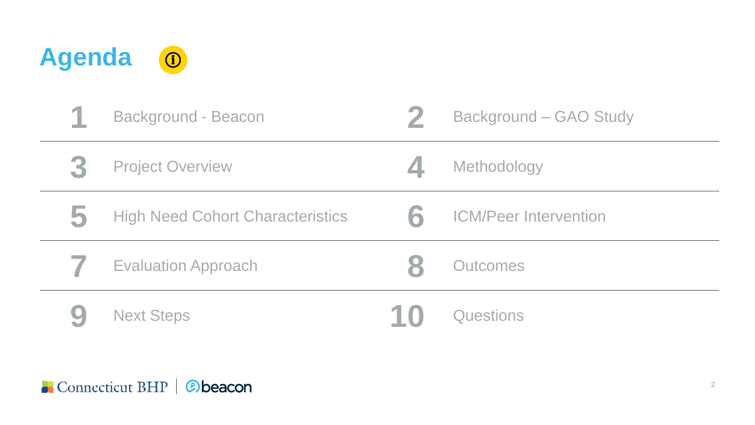# Agenda

1. Background - Beacon
2. Background – GAO Study
3. Project Overview
4. Methodology
5. High Need Cohort Characteristics
6. ICM/Peer Intervention
7. Evaluation Approach
8. Outcomes
9. Next Steps
10. Questions

Connecticut BHP | beacon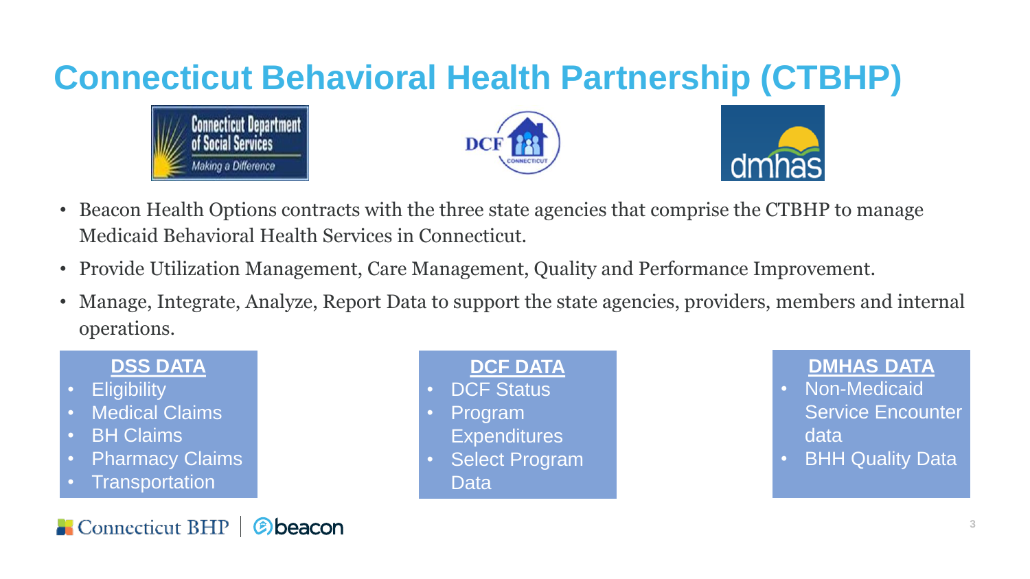# Connecticut Behavioral Health Partnership (CTBHP)

- Beacon Health Options contracts with the three state agencies that comprise the CTBHP to manage Medicaid Behavioral Health Services in Connecticut.
- Provide Utilization Management, Care Management, Quality and Performance Improvement.
- Manage, Integrate, Analyze, Report Data to support the state agencies, providers, members and internal operations.

**DSS DATA**

- Eligibility
- Medical Claims
- BH Claims
- Pharmacy Claims
- Transportation

**DCF DATA**

- DCF Status
- Program Expenditures
- Select Program Data

**DMHAS DATA**

- Non-Medicaid Service Encounter data
- BHH Quality Data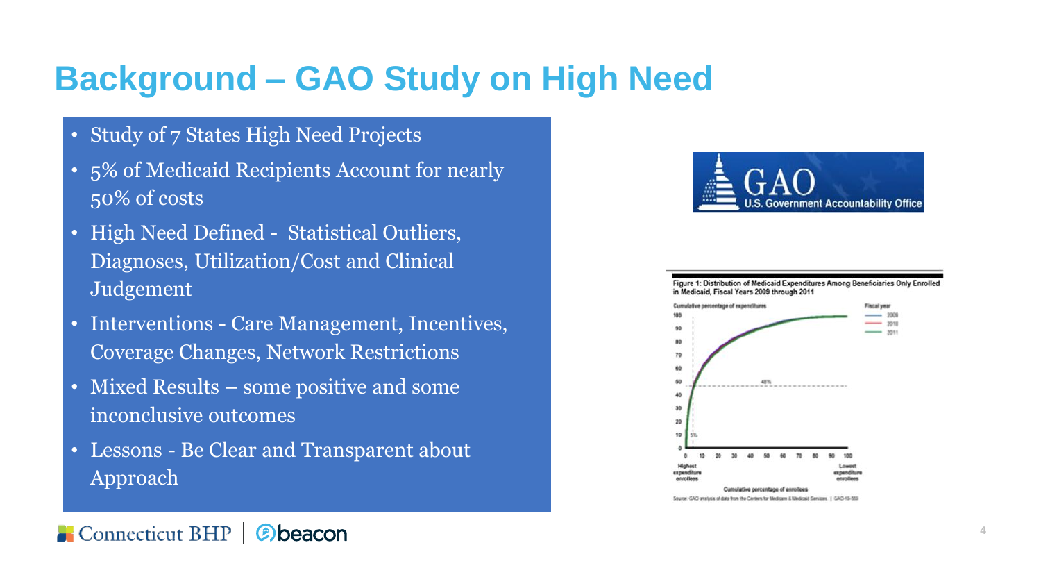# Background – GAO Study on High Need

- Study of 7 States High Need Projects
- 5% of Medicaid Recipients Account for nearly 50% of costs
- High Need Defined - Statistical Outliers, Diagnoses, Utilization/Cost and Clinical Judgement
- Interventions - Care Management, Incentives, Coverage Changes, Network Restrictions
- Mixed Results – some positive and some inconclusive outcomes
- Lessons - Be Clear and Transparent about Approach

GAO
U.S. Government Accountability Office

Figure 1: Distribution of Medicaid Expenditures Among Beneficiaries Only Enrolled in Medicaid, Fiscal Years 2009 through 2011

Cumulative percentage of expenditures

100
90
80
70
60
50
40
30
20
10
0

Fiscal year
2009
2010
2011

48%

5%

0 10 20 30 40 50 60 70 80 90 100

Highest expenditure enrollees

Lowest expenditure enrollees

Cumulative percentage of enrollees

Source: GAO analysis of data from the Centers for Medicare & Medicaid Services. | GAO-15-559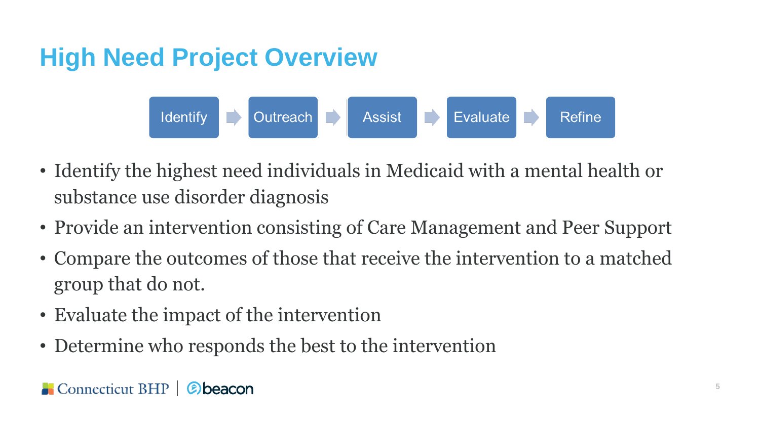# High Need Project Overview

Identify → Outreach → Assist → Evaluate → Refine

- Identify the highest need individuals in Medicaid with a mental health or substance use disorder diagnosis
- Provide an intervention consisting of Care Management and Peer Support
- Compare the outcomes of those that receive the intervention to a matched group that do not.
- Evaluate the impact of the intervention
- Determine who responds the best to the intervention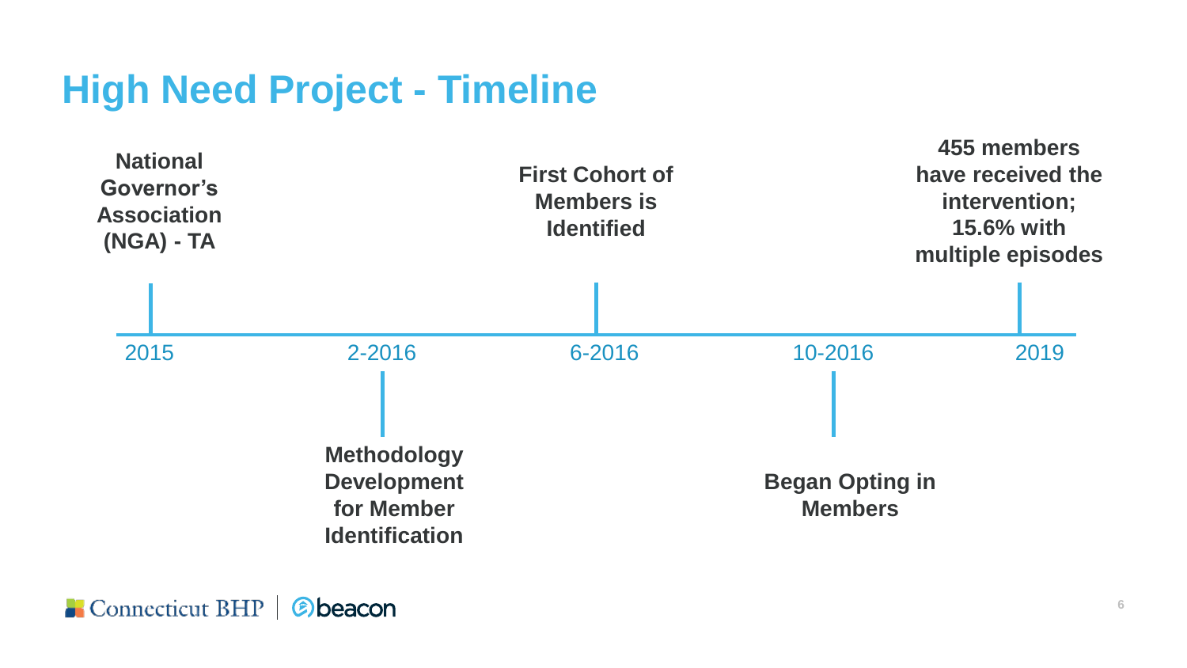# High Need Project - Timeline

- **2015** – **National Governor's Association (NGA) - TA**
- **2-2016** – **Methodology Development for Member Identification**
- **6-2016** – **First Cohort of Members is Identified**
- **10-2016** – **Began Opting in Members**
- **2019** – **455 members have received the intervention; 15.6% with multiple episodes**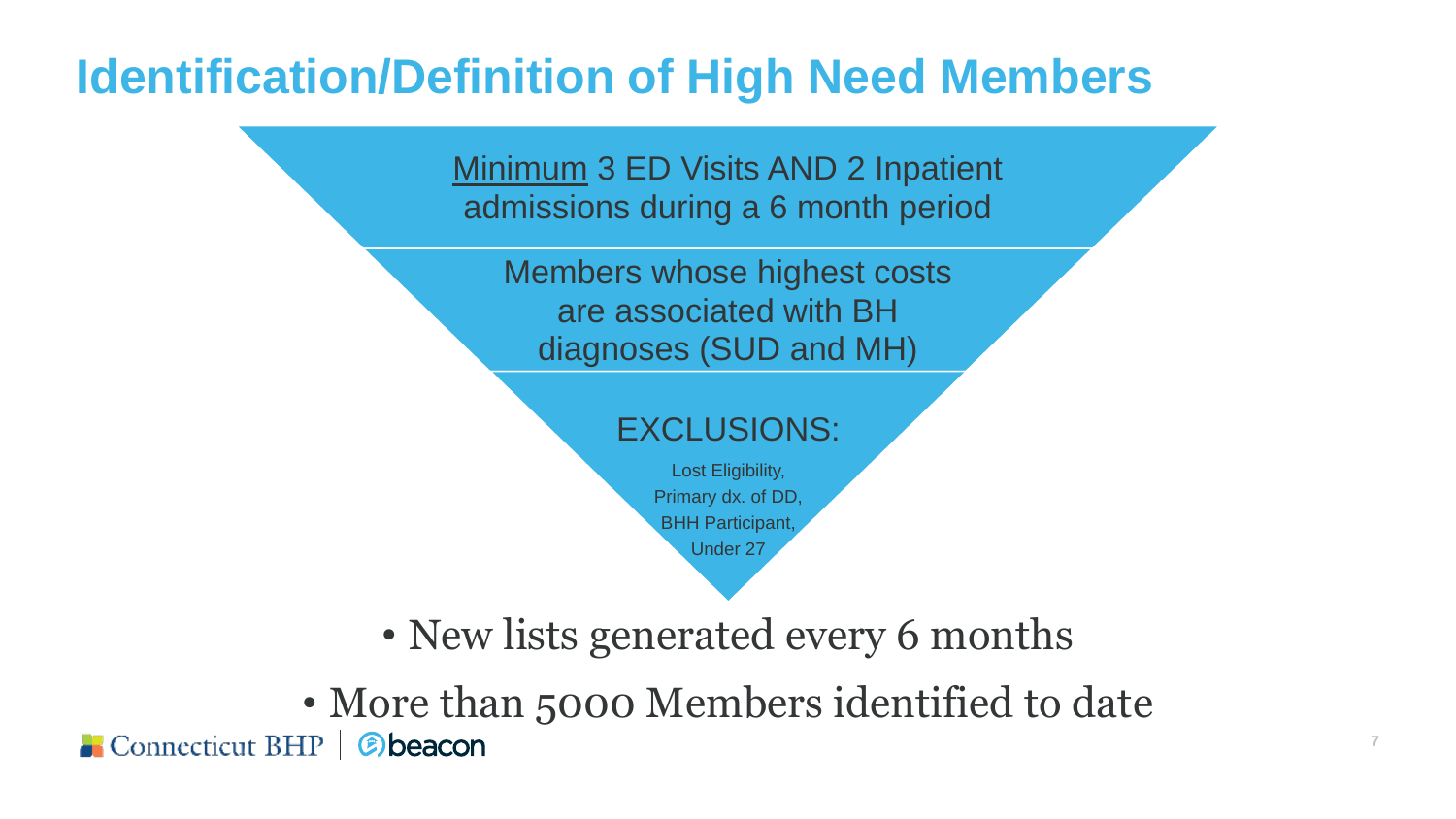# Identification/Definition of High Need Members

<u>Minimum</u> 3 ED Visits AND 2 Inpatient admissions during a 6 month period

Members whose highest costs are associated with BH diagnoses (SUD and MH)

EXCLUSIONS:

Lost Eligibility,
Primary dx. of DD,
BHH Participant,
Under 27

- New lists generated every 6 months
- More than 5000 Members identified to date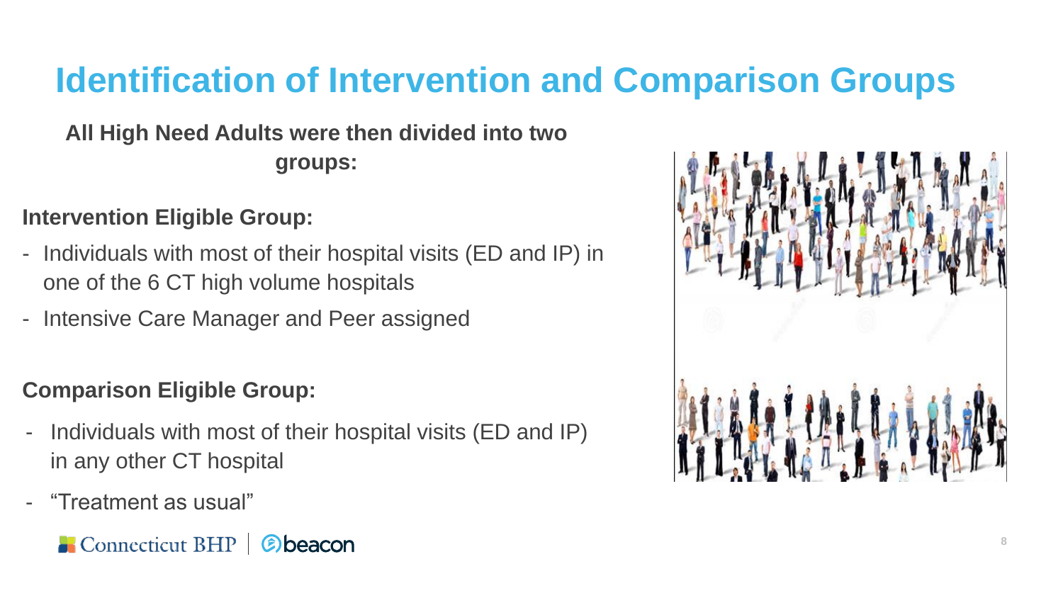# Identification of Intervention and Comparison Groups

**All High Need Adults were then divided into two groups:**

**Intervention Eligible Group:**

- Individuals with most of their hospital visits (ED and IP) in one of the 6 CT high volume hospitals
- Intensive Care Manager and Peer assigned

**Comparison Eligible Group:**

- Individuals with most of their hospital visits (ED and IP) in any other CT hospital
- "Treatment as usual"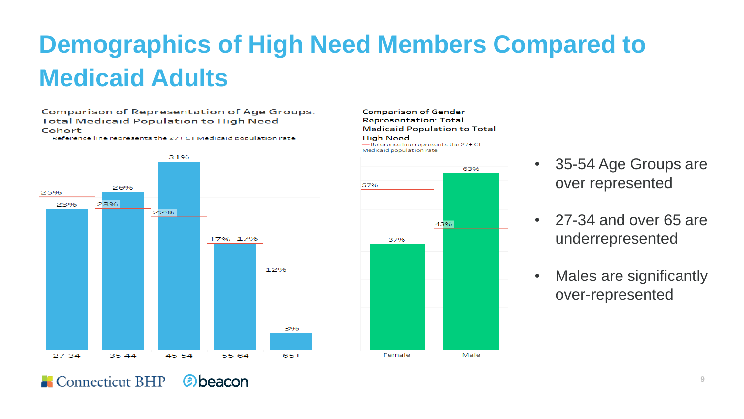# Demographics of High Need Members Compared to Medicaid Adults

**Comparison of Representation of Age Groups: Total Medicaid Population to High Need Cohort**

Reference line represents the 27+ CT Medicaid population rate

25%
23%
26%
23%
31%
22%
17% 17%
12%
3%

27-34
35-44
45-54
55-64
65+

**Comparison of Gender Representation: Total Medicaid Population to Total High Need**

Reference line represents the 27+ CT Medicaid population rate

57%
37%
63%
43%

Female
Male

- 35-54 Age Groups are over represented
- 27-34 and over 65 are underrepresented
- Males are significantly over-represented

Connecticut BHP | beacon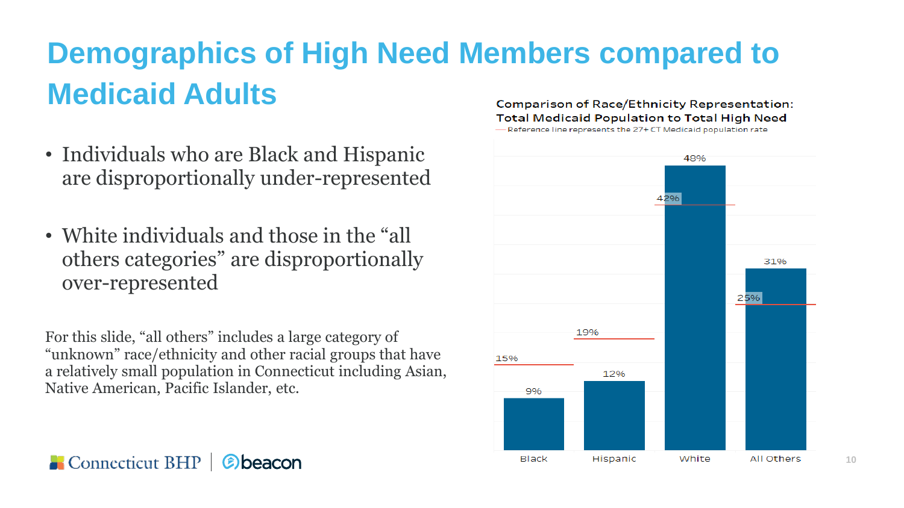# Demographics of High Need Members compared to Medicaid Adults

- Individuals who are Black and Hispanic are disproportionally under-represented
- White individuals and those in the "all others categories" are disproportionally over-represented

For this slide, "all others" includes a large category of "unknown" race/ethnicity and other racial groups that have a relatively small population in Connecticut including Asian, Native American, Pacific Islander, etc.

Comparison of Race/Ethnicity Representation: Total Medicaid Population to Total High Need

Reference line represents the 27+ CT Medicaid population rate

Black: 9%, reference 15%

Hispanic: 12%, reference 19%

White: 48%, reference 42%

All Others: 31%, reference 25%

Connecticut BHP | beacon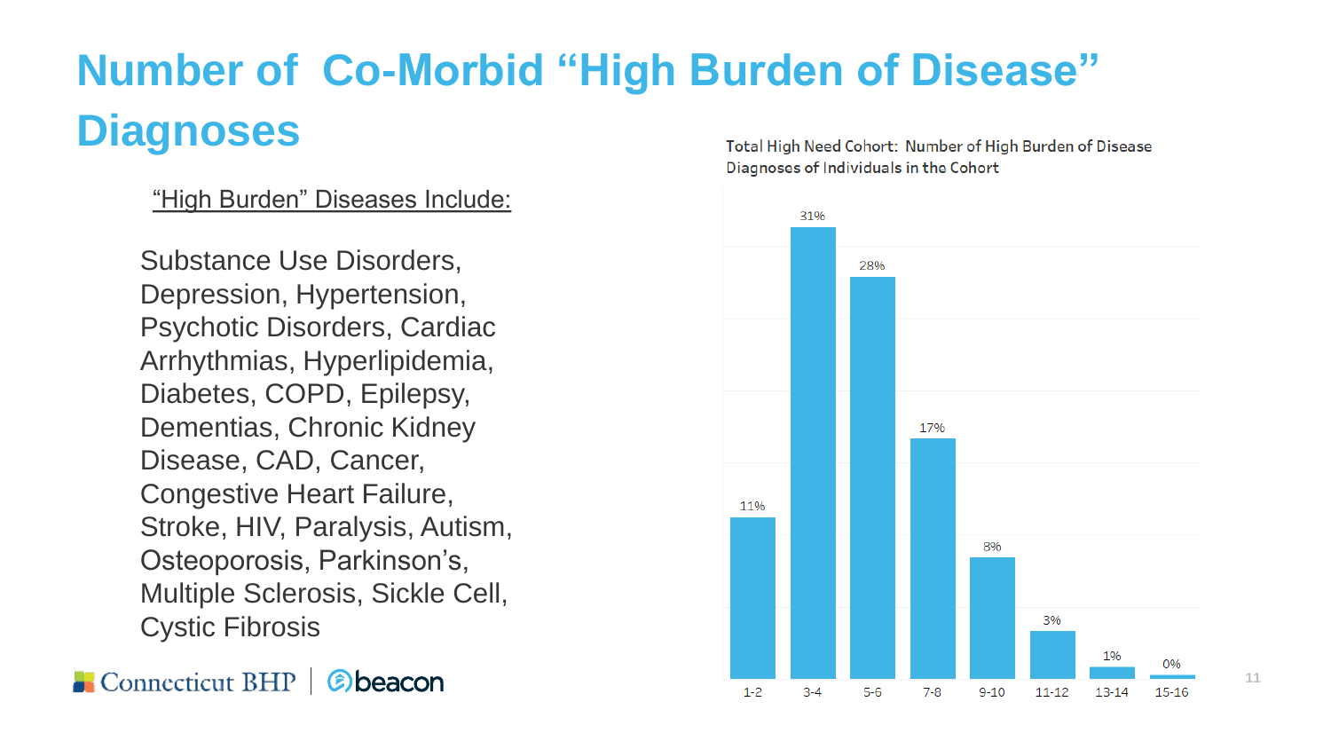# Number of Co-Morbid "High Burden of Disease" Diagnoses

"High Burden" Diseases Include:

Substance Use Disorders, Depression, Hypertension, Psychotic Disorders, Cardiac Arrhythmias, Hyperlipidemia, Diabetes, COPD, Epilepsy, Dementias, Chronic Kidney Disease, CAD, Cancer, Congestive Heart Failure, Stroke, HIV, Paralysis, Autism, Osteoporosis, Parkinson's, Multiple Sclerosis, Sickle Cell, Cystic Fibrosis

Total High Need Cohort: Number of High Burden of Disease Diagnoses of Individuals in the Cohort

11%
31%
28%
17%
8%
3%
1%
0%

1-2
3-4
5-6
7-8
9-10
11-12
13-14
15-16

Connecticut BHP | beacon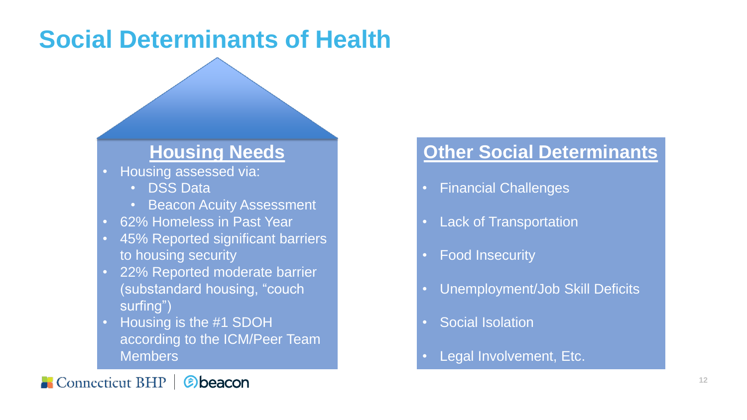# Social Determinants of Health

## Housing Needs

- Housing assessed via:
  - DSS Data
  - Beacon Acuity Assessment
- 62% Homeless in Past Year
- 45% Reported significant barriers to housing security
- 22% Reported moderate barrier (substandard housing, "couch surfing")
- Housing is the #1 SDOH according to the ICM/Peer Team Members

## Other Social Determinants

- Financial Challenges
- Lack of Transportation
- Food Insecurity
- Unemployment/Job Skill Deficits
- Social Isolation
- Legal Involvement, Etc.

Connecticut BHP | beacon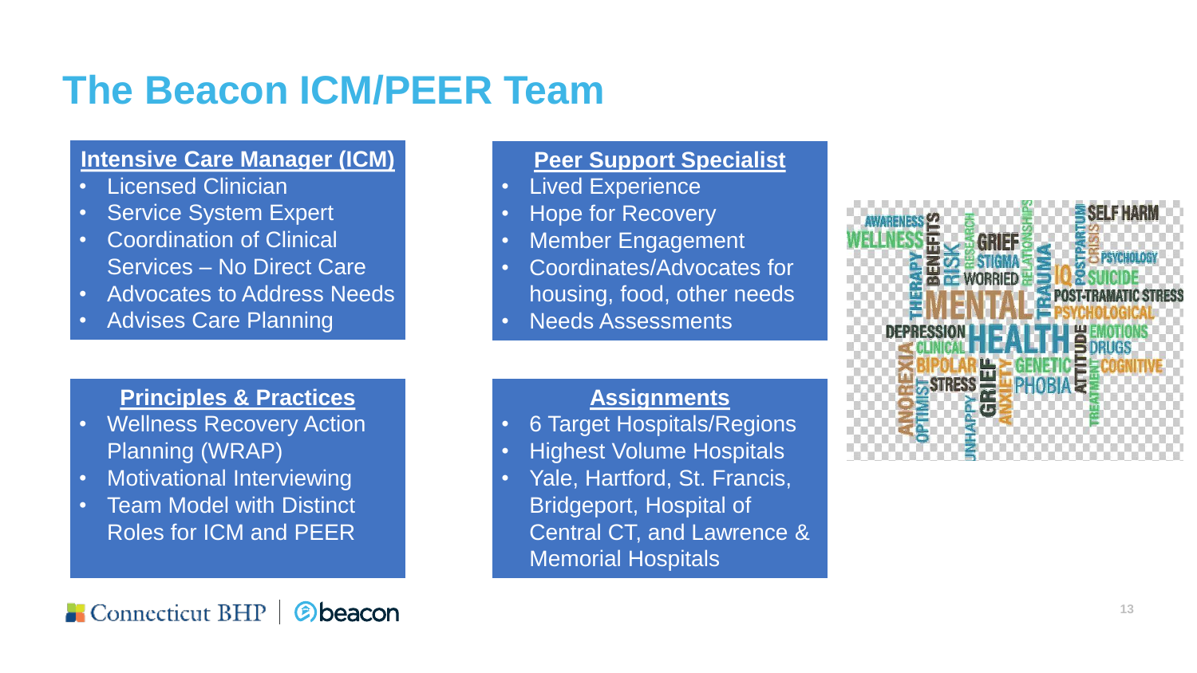# The Beacon ICM/PEER Team

## Intensive Care Manager (ICM)

- Licensed Clinician
- Service System Expert
- Coordination of Clinical Services – No Direct Care
- Advocates to Address Needs
- Advises Care Planning

## Peer Support Specialist

- Lived Experience
- Hope for Recovery
- Member Engagement
- Coordinates/Advocates for housing, food, other needs
- Needs Assessments

## Principles & Practices

- Wellness Recovery Action Planning (WRAP)
- Motivational Interviewing
- Team Model with Distinct Roles for ICM and PEER

## Assignments

- 6 Target Hospitals/Regions
- Highest Volume Hospitals
- Yale, Hartford, St. Francis, Bridgeport, Hospital of Central CT, and Lawrence & Memorial Hospitals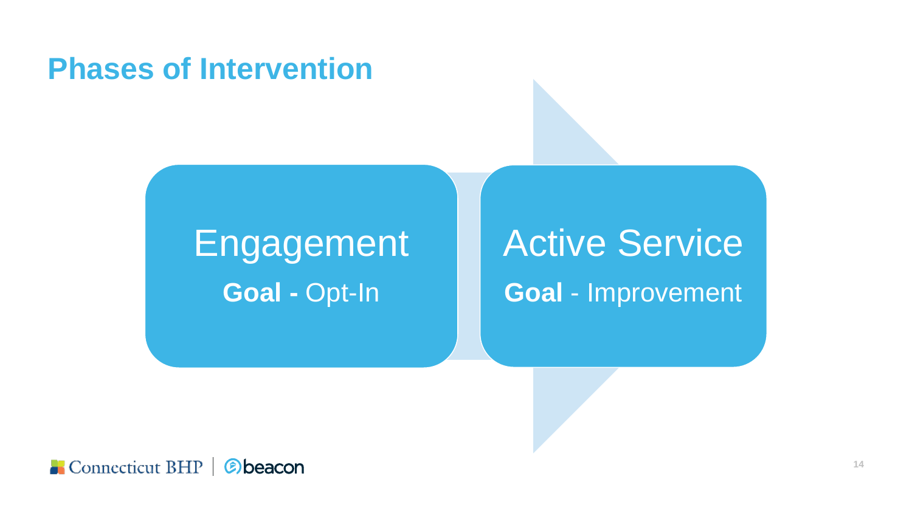# Phases of Intervention

**Engagement**

**Goal -** Opt-In

**Active Service**

**Goal** - Improvement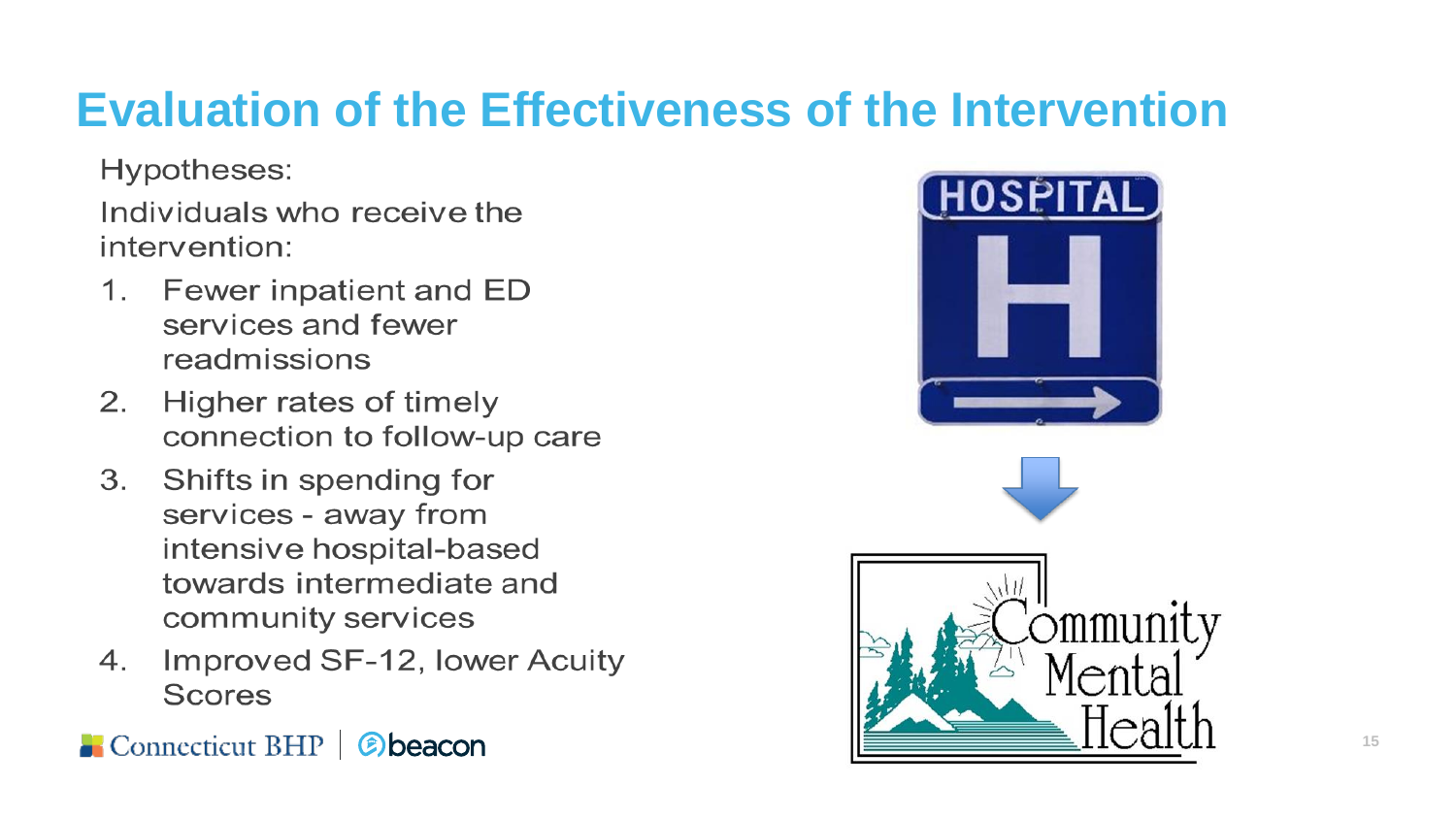# Evaluation of the Effectiveness of the Intervention

Hypotheses:

Individuals who receive the intervention:

1. Fewer inpatient and ED services and fewer readmissions
2. Higher rates of timely connection to follow-up care
3. Shifts in spending for services - away from intensive hospital-based towards intermediate and community services
4. Improved SF-12, lower Acuity Scores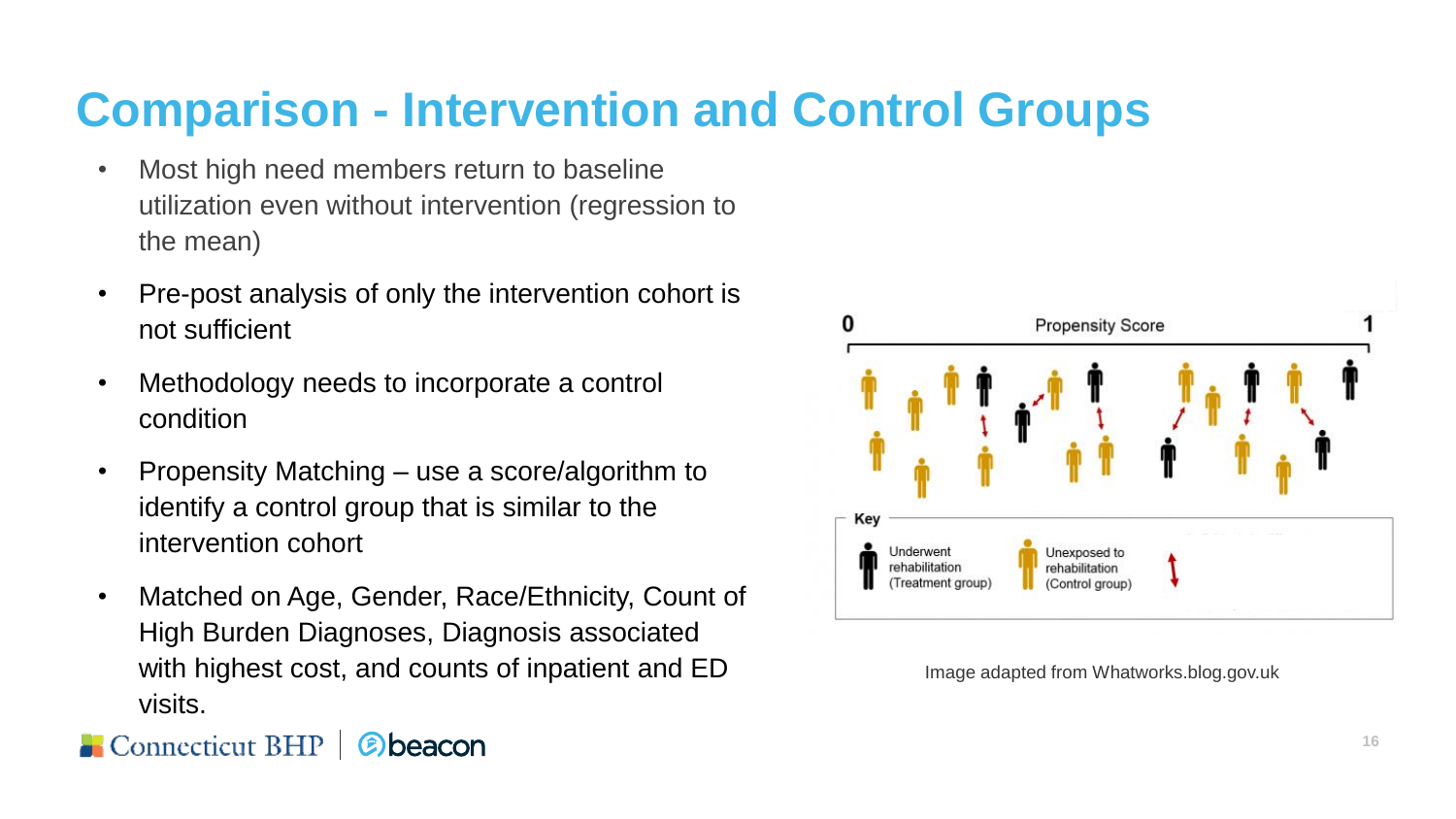# Comparison - Intervention and Control Groups

- Most high need members return to baseline utilization even without intervention (regression to the mean)
- Pre-post analysis of only the intervention cohort is not sufficient
- Methodology needs to incorporate a control condition
- Propensity Matching – use a score/algorithm to identify a control group that is similar to the intervention cohort
- Matched on Age, Gender, Race/Ethnicity, Count of High Burden Diagnoses, Diagnosis associated with highest cost, and counts of inpatient and ED visits.

0

Propensity Score

1

Key

Underwent rehabilitation (Treatment group)

Unexposed to rehabilitation (Control group)

Image adapted from Whatworks.blog.gov.uk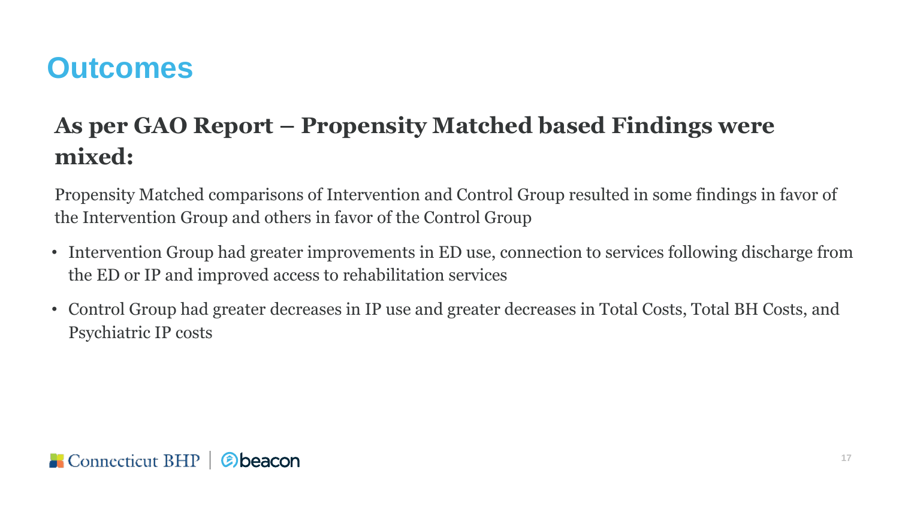# Outcomes

## As per GAO Report – Propensity Matched based Findings were mixed:

Propensity Matched comparisons of Intervention and Control Group resulted in some findings in favor of the Intervention Group and others in favor of the Control Group

- Intervention Group had greater improvements in ED use, connection to services following discharge from the ED or IP and improved access to rehabilitation services
- Control Group had greater decreases in IP use and greater decreases in Total Costs, Total BH Costs, and Psychiatric IP costs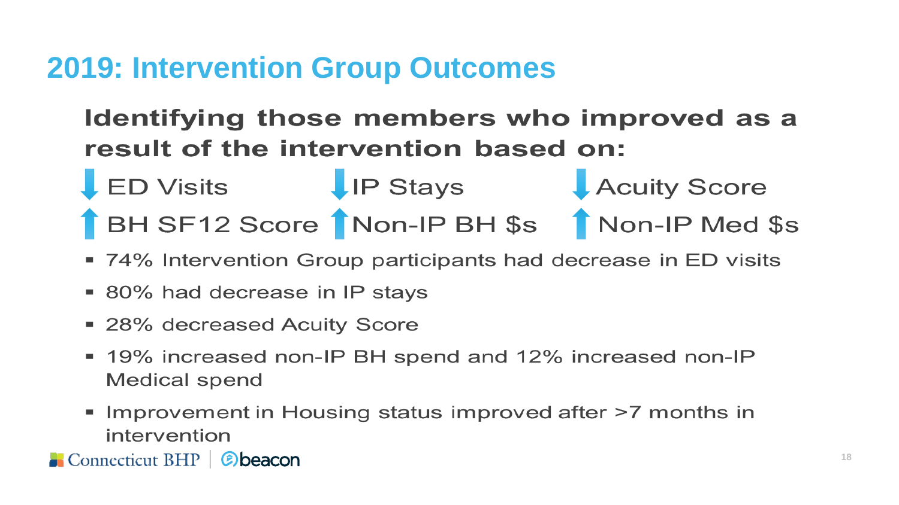# 2019: Intervention Group Outcomes

**Identifying those members who improved as a result of the intervention based on:**

↓ ED Visits ↓ IP Stays ↓ Acuity Score

↑ BH SF12 Score ↑ Non-IP BH $s ↑ Non-IP Med $s

- 74% Intervention Group participants had decrease in ED visits
- 80% had decrease in IP stays
- 28% decreased Acuity Score
- 19% increased non-IP BH spend and 12% increased non-IP Medical spend
- Improvement in Housing status improved after >7 months in intervention

Connecticut BHP | beacon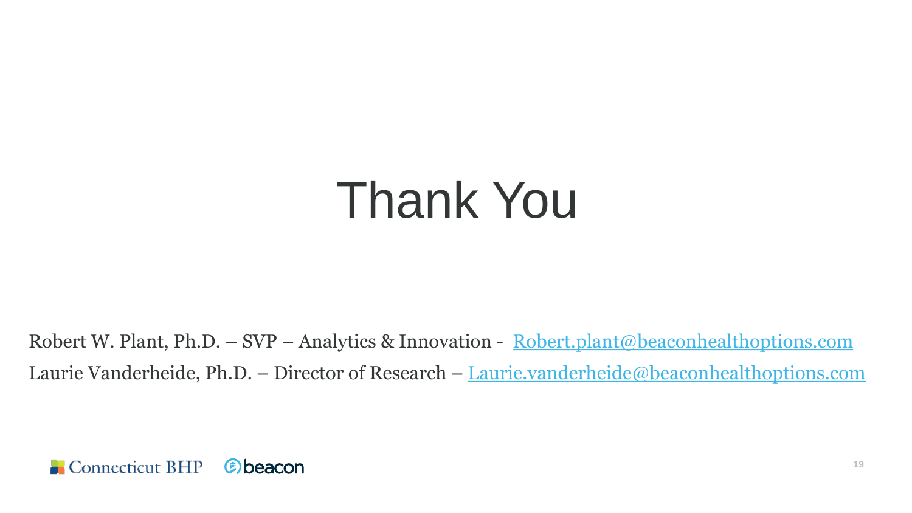# Thank You

Robert W. Plant, Ph.D. – SVP – Analytics & Innovation - Robert.plant@beaconhealthoptions.com

Laurie Vanderheide, Ph.D. – Director of Research – Laurie.vanderheide@beaconhealthoptions.com

Connecticut BHP | beacon